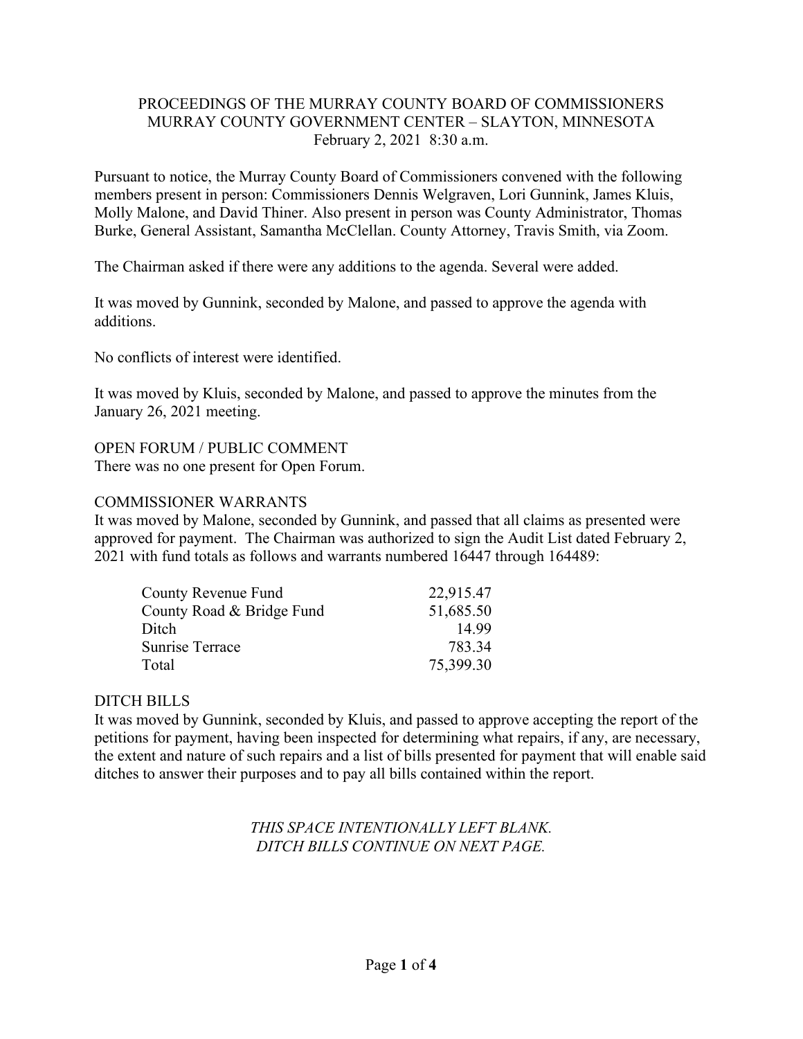PROCEEDINGS OF THE MURRAY COUNTY BOARD OF COMMISSIONERS
MURRAY COUNTY GOVERNMENT CENTER – SLAYTON, MINNESOTA
February 2, 2021 8:30 a.m.

Pursuant to notice, the Murray County Board of Commissioners convened with the following members present in person: Commissioners Dennis Welgraven, Lori Gunnink, James Kluis, Molly Malone, and David Thiner. Also present in person was County Administrator, Thomas Burke, General Assistant, Samantha McClellan. County Attorney, Travis Smith, via Zoom.

The Chairman asked if there were any additions to the agenda. Several were added.

It was moved by Gunnink, seconded by Malone, and passed to approve the agenda with additions.

No conflicts of interest were identified.

It was moved by Kluis, seconded by Malone, and passed to approve the minutes from the January 26, 2021 meeting.

OPEN FORUM / PUBLIC COMMENT
There was no one present for Open Forum.

COMMISSIONER WARRANTS
It was moved by Malone, seconded by Gunnink, and passed that all claims as presented were approved for payment. The Chairman was authorized to sign the Audit List dated February 2, 2021 with fund totals as follows and warrants numbered 16447 through 164489:

| | |
|---|---|
| County Revenue Fund | 22,915.47 |
| County Road & Bridge Fund | 51,685.50 |
| Ditch | 14.99 |
| Sunrise Terrace | 783.34 |
| Total | 75,399.30 |

DITCH BILLS
It was moved by Gunnink, seconded by Kluis, and passed to approve accepting the report of the petitions for payment, having been inspected for determining what repairs, if any, are necessary, the extent and nature of such repairs and a list of bills presented for payment that will enable said ditches to answer their purposes and to pay all bills contained within the report.

*THIS SPACE INTENTIONALLY LEFT BLANK.*
*DITCH BILLS CONTINUE ON NEXT PAGE.*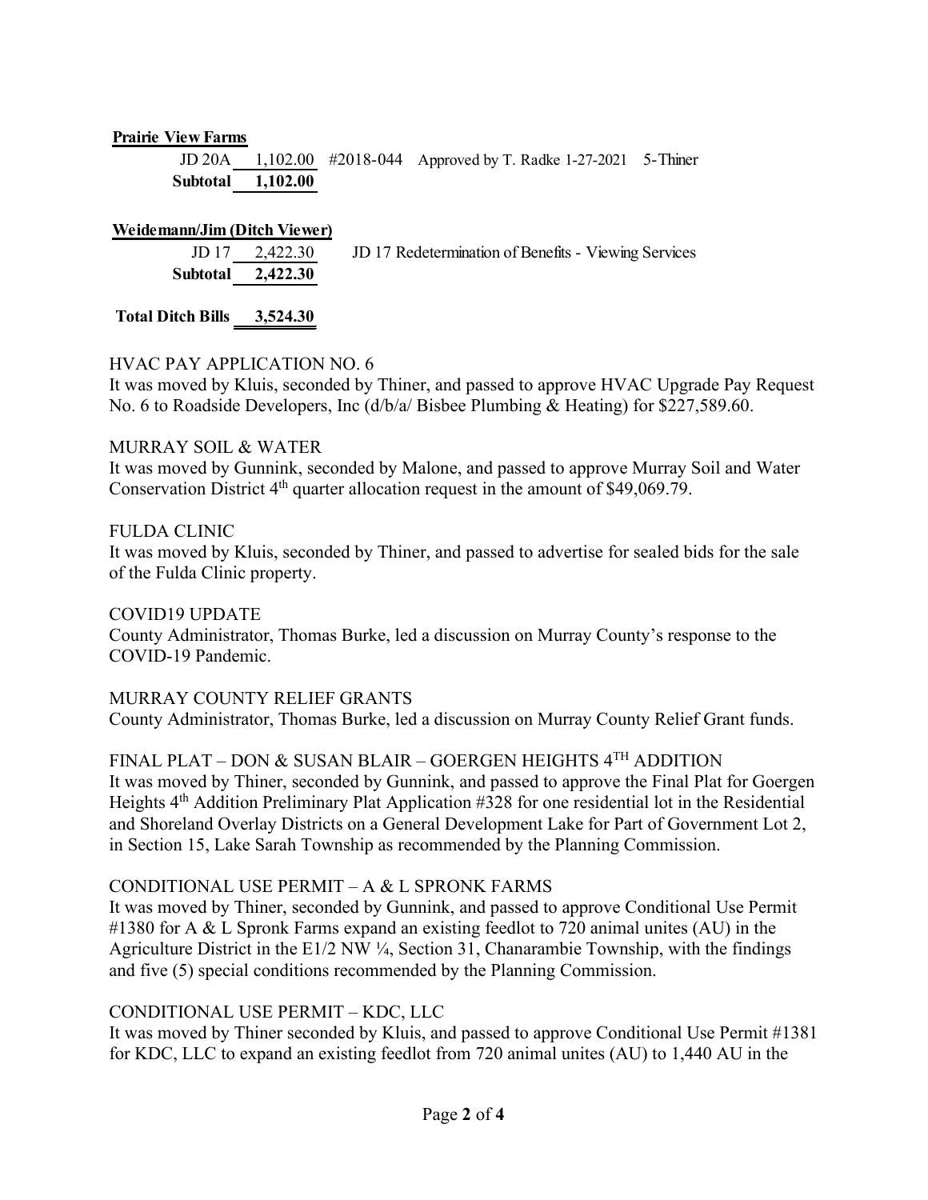**Prairie View Farms**

| | | | |
|---|---|---|---|
| JD 20A | 1,102.00 | #2018-044 | Approved by T. Radke 1-27-2021 5-Thiner |
| **Subtotal** | **1,102.00** | | |

**Weidemann/Jim (Ditch Viewer)**

| | | |
|---|---|---|
| JD 17 | 2,422.30 | JD 17 Redetermination of Benefits - Viewing Services |
| **Subtotal** | **2,422.30** | |

| | |
|---|---|
| **Total Ditch Bills** | **3,524.30** |

HVAC PAY APPLICATION NO. 6

It was moved by Kluis, seconded by Thiner, and passed to approve HVAC Upgrade Pay Request No. 6 to Roadside Developers, Inc (d/b/a/ Bisbee Plumbing & Heating) for $227,589.60.

MURRAY SOIL & WATER

It was moved by Gunnink, seconded by Malone, and passed to approve Murray Soil and Water Conservation District 4th quarter allocation request in the amount of $49,069.79.

FULDA CLINIC

It was moved by Kluis, seconded by Thiner, and passed to advertise for sealed bids for the sale of the Fulda Clinic property.

COVID19 UPDATE

County Administrator, Thomas Burke, led a discussion on Murray County's response to the COVID-19 Pandemic.

MURRAY COUNTY RELIEF GRANTS

County Administrator, Thomas Burke, led a discussion on Murray County Relief Grant funds.

FINAL PLAT – DON & SUSAN BLAIR – GOERGEN HEIGHTS 4TH ADDITION

It was moved by Thiner, seconded by Gunnink, and passed to approve the Final Plat for Goergen Heights 4th Addition Preliminary Plat Application #328 for one residential lot in the Residential and Shoreland Overlay Districts on a General Development Lake for Part of Government Lot 2, in Section 15, Lake Sarah Township as recommended by the Planning Commission.

CONDITIONAL USE PERMIT – A & L SPRONK FARMS

It was moved by Thiner, seconded by Gunnink, and passed to approve Conditional Use Permit #1380 for A & L Spronk Farms expand an existing feedlot to 720 animal unites (AU) in the Agriculture District in the E1/2 NW ¼, Section 31, Chanarambie Township, with the findings and five (5) special conditions recommended by the Planning Commission.

CONDITIONAL USE PERMIT – KDC, LLC

It was moved by Thiner seconded by Kluis, and passed to approve Conditional Use Permit #1381 for KDC, LLC to expand an existing feedlot from 720 animal unites (AU) to 1,440 AU in the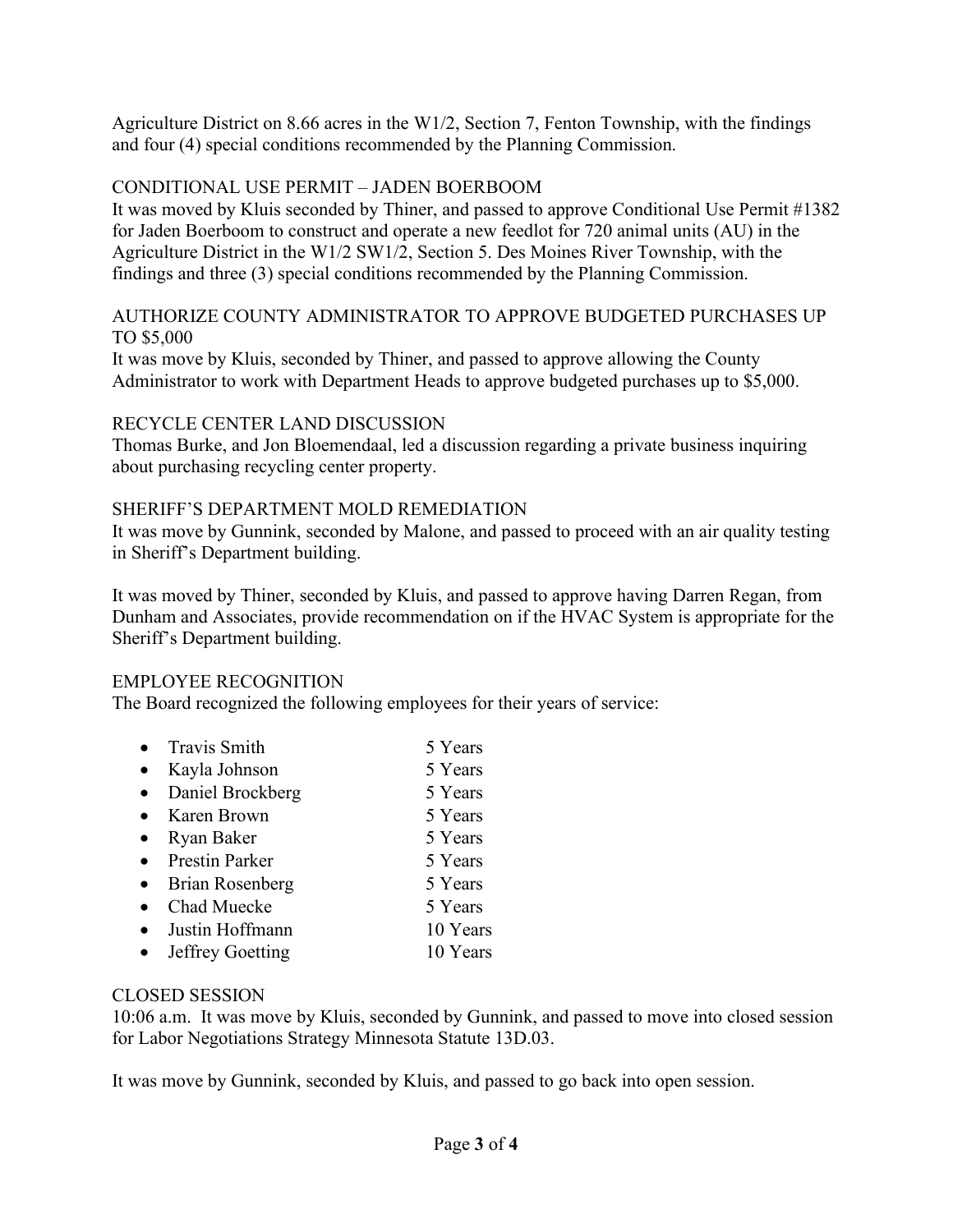Agriculture District on 8.66 acres in the W1/2, Section 7, Fenton Township, with the findings and four (4) special conditions recommended by the Planning Commission.

## CONDITIONAL USE PERMIT – JADEN BOERBOOM

It was moved by Kluis seconded by Thiner, and passed to approve Conditional Use Permit #1382 for Jaden Boerboom to construct and operate a new feedlot for 720 animal units (AU) in the Agriculture District in the W1/2 SW1/2, Section 5. Des Moines River Township, with the findings and three (3) special conditions recommended by the Planning Commission.

## AUTHORIZE COUNTY ADMINISTRATOR TO APPROVE BUDGETED PURCHASES UP TO $5,000

It was move by Kluis, seconded by Thiner, and passed to approve allowing the County Administrator to work with Department Heads to approve budgeted purchases up to $5,000.

## RECYCLE CENTER LAND DISCUSSION

Thomas Burke, and Jon Bloemendaal, led a discussion regarding a private business inquiring about purchasing recycling center property.

## SHERIFF'S DEPARTMENT MOLD REMEDIATION

It was move by Gunnink, seconded by Malone, and passed to proceed with an air quality testing in Sheriff's Department building.

It was moved by Thiner, seconded by Kluis, and passed to approve having Darren Regan, from Dunham and Associates, provide recommendation on if the HVAC System is appropriate for the Sheriff's Department building.

## EMPLOYEE RECOGNITION

The Board recognized the following employees for their years of service:

- Travis Smith 5 Years
- Kayla Johnson 5 Years
- Daniel Brockberg 5 Years
- Karen Brown 5 Years
- Ryan Baker 5 Years
- Prestin Parker 5 Years
- Brian Rosenberg 5 Years
- Chad Muecke 5 Years
- Justin Hoffmann 10 Years
- Jeffrey Goetting 10 Years

## CLOSED SESSION

10:06 a.m. It was move by Kluis, seconded by Gunnink, and passed to move into closed session for Labor Negotiations Strategy Minnesota Statute 13D.03.

It was move by Gunnink, seconded by Kluis, and passed to go back into open session.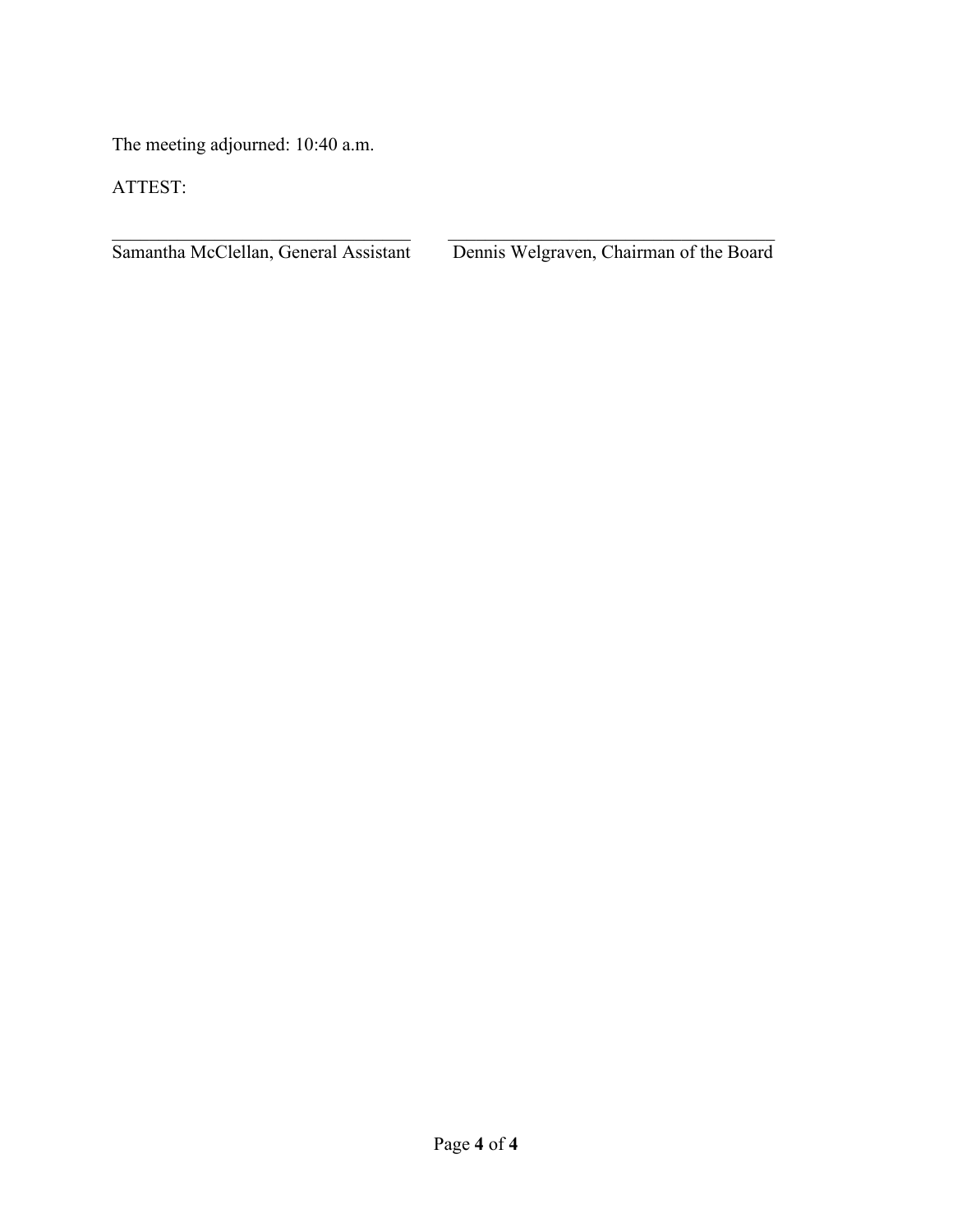The meeting adjourned: 10:40 a.m.

ATTEST:

| | |
|---|---|
| ______________________________ | ______________________________ |
| Samantha McClellan, General Assistant | Dennis Welgraven, Chairman of the Board |